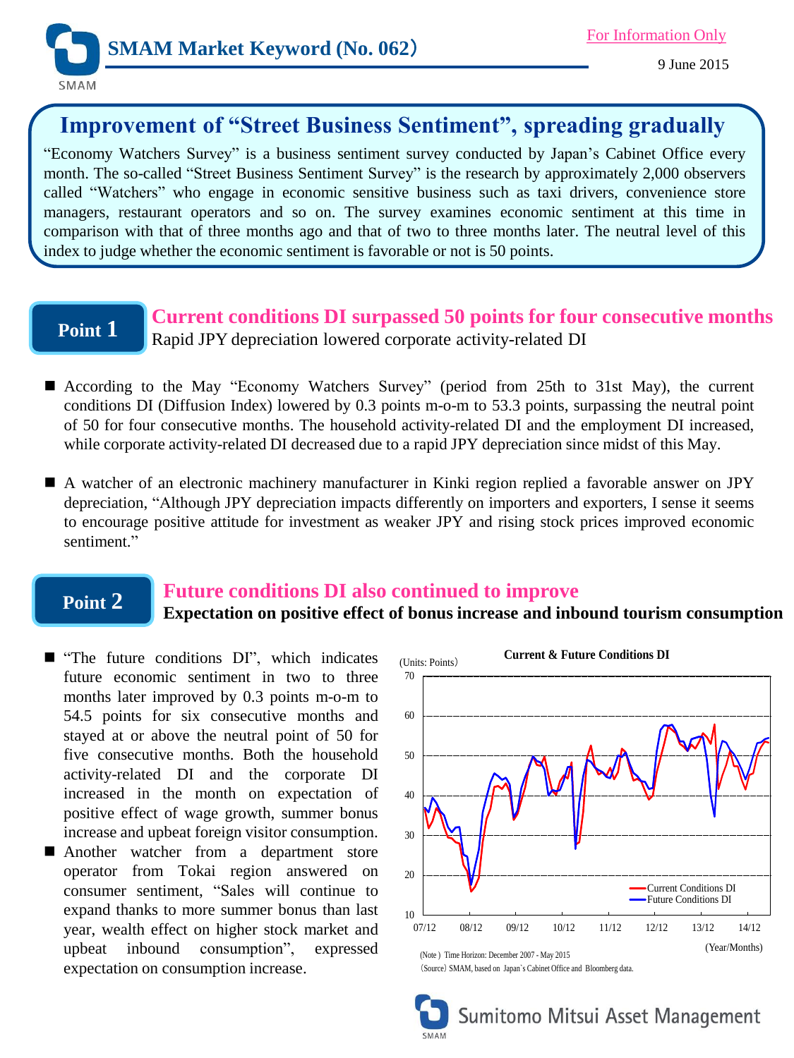# SMAM Market Keyword (No. 062）

For Information Only

9 June 2015

## Improvement of "Street Business Sentiment", spreading gradually

"Economy Watchers Survey" is a business sentiment survey conducted by Japan's Cabinet Office every month. The so-called "Street Business Sentiment Survey" is the research by approximately 2,000 observers called "Watchers" who engage in economic sensitive business such as taxi drivers, convenience store managers, restaurant operators and so on. The survey examines economic sentiment at this time in comparison with that of three months ago and that of two to three months later. The neutral level of this index to judge whether the economic sentiment is favorable or not is 50 points.

## Point 1

### Current conditions DI surpassed 50 points for four consecutive months

Rapid JPY depreciation lowered corporate activity-related DI

- According to the May "Economy Watchers Survey" (period from 25th to 31st May), the current conditions DI (Diffusion Index) lowered by 0.3 points m-o-m to 53.3 points, surpassing the neutral point of 50 for four consecutive months. The household activity-related DI and the employment DI increased, while corporate activity-related DI decreased due to a rapid JPY depreciation since midst of this May.
- A watcher of an electronic machinery manufacturer in Kinki region replied a favorable answer on JPY depreciation, "Although JPY depreciation impacts differently on importers and exporters, I sense it seems to encourage positive attitude for investment as weaker JPY and rising stock prices improved economic sentiment."

## Point 2

### Future conditions DI also continued to improve

**Expectation on positive effect of bonus increase and inbound tourism consumption**

- "The future conditions DI", which indicates future economic sentiment in two to three months later improved by 0.3 points m-o-m to 54.5 points for six consecutive months and stayed at or above the neutral point of 50 for five consecutive months. Both the household activity-related DI and the corporate DI increased in the month on expectation of positive effect of wage growth, summer bonus increase and upbeat foreign visitor consumption.
- Another watcher from a department store operator from Tokai region answered on consumer sentiment, "Sales will continue to expand thanks to more summer bonus than last year, wealth effect on higher stock market and upbeat inbound consumption", expressed expectation on consumption increase.

**Current & Future Conditions DI**

(Units: Points)

(Year/Months)

(Note）Time Horizon: December 2007 - May 2015

（Source）SMAM, based on Japan`s Cabinet Office and Bloomberg data.

Sumitomo Mitsui Asset Management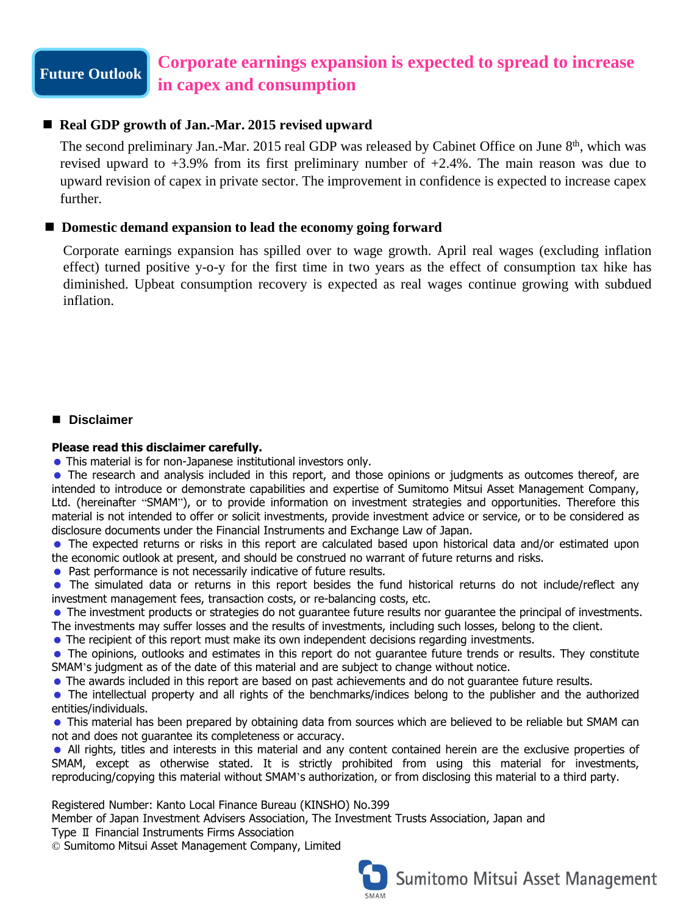## Future Outlook

## Corporate earnings expansion is expected to spread to increase in capex and consumption

### ■ Real GDP growth of Jan.-Mar. 2015 revised upward

The second preliminary Jan.-Mar. 2015 real GDP was released by Cabinet Office on June 8th, which was revised upward to +3.9% from its first preliminary number of +2.4%. The main reason was due to upward revision of capex in private sector. The improvement in confidence is expected to increase capex further.

### ■ Domestic demand expansion to lead the economy going forward

Corporate earnings expansion has spilled over to wage growth. April real wages (excluding inflation effect) turned positive y-o-y for the first time in two years as the effect of consumption tax hike has diminished. Upbeat consumption recovery is expected as real wages continue growing with subdued inflation.

### ■ Disclaimer

**Please read this disclaimer carefully.**

- This material is for non-Japanese institutional investors only.
- The research and analysis included in this report, and those opinions or judgments as outcomes thereof, are intended to introduce or demonstrate capabilities and expertise of Sumitomo Mitsui Asset Management Company, Ltd. (hereinafter "SMAM"), or to provide information on investment strategies and opportunities. Therefore this material is not intended to offer or solicit investments, provide investment advice or service, or to be considered as disclosure documents under the Financial Instruments and Exchange Law of Japan.
- The expected returns or risks in this report are calculated based upon historical data and/or estimated upon the economic outlook at present, and should be construed no warrant of future returns and risks.
- Past performance is not necessarily indicative of future results.
- The simulated data or returns in this report besides the fund historical returns do not include/reflect any investment management fees, transaction costs, or re-balancing costs, etc.
- The investment products or strategies do not guarantee future results nor guarantee the principal of investments. The investments may suffer losses and the results of investments, including such losses, belong to the client.
- The recipient of this report must make its own independent decisions regarding investments.
- The opinions, outlooks and estimates in this report do not guarantee future trends or results. They constitute SMAM's judgment as of the date of this material and are subject to change without notice.
- The awards included in this report are based on past achievements and do not guarantee future results.
- The intellectual property and all rights of the benchmarks/indices belong to the publisher and the authorized entities/individuals.
- This material has been prepared by obtaining data from sources which are believed to be reliable but SMAM can not and does not guarantee its completeness or accuracy.
- All rights, titles and interests in this material and any content contained herein are the exclusive properties of SMAM, except as otherwise stated. It is strictly prohibited from using this material for investments, reproducing/copying this material without SMAM's authorization, or from disclosing this material to a third party.

Registered Number: Kanto Local Finance Bureau (KINSHO) No.399
Member of Japan Investment Advisers Association, The Investment Trusts Association, Japan and Type Ⅱ Financial Instruments Firms Association
© Sumitomo Mitsui Asset Management Company, Limited

Sumitomo Mitsui Asset Management